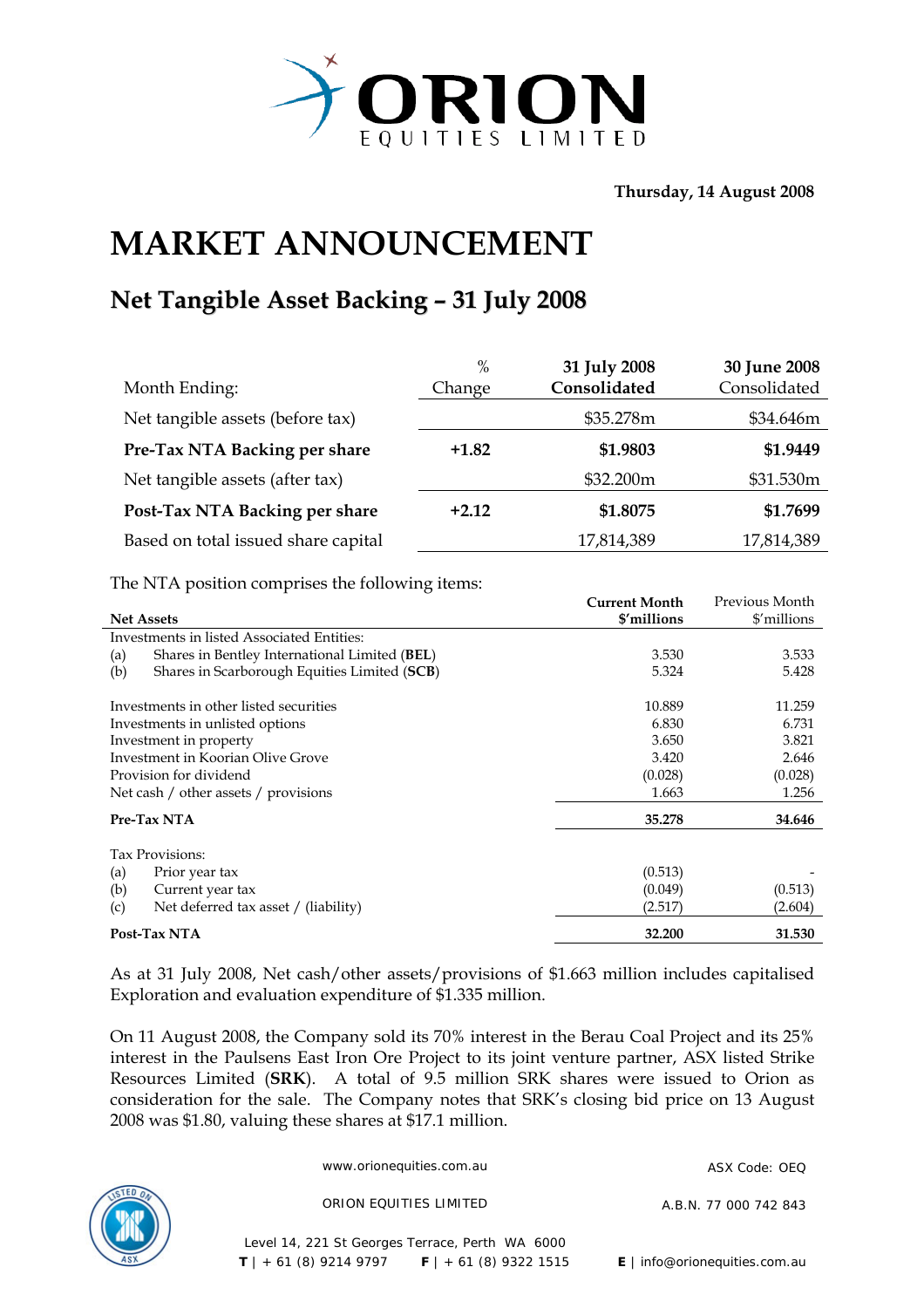# ORION EQUITIES LIMITED

**Thursday, 14 August 2008**

# MARKET ANNOUNCEMENT

## Net Tangible Asset Backing – 31 July 2008

| Month Ending: | % Change | **31 July 2008 Consolidated** | 30 June 2008 Consolidated |
|---|---|---|---|
| Net tangible assets (before tax) | | $35.278m | $34.646m |
| **Pre-Tax NTA Backing per share** | **+1.82** | **$1.9803** | **$1.9449** |
| Net tangible assets (after tax) | | $32.200m | $31.530m |
| **Post-Tax NTA Backing per share** | **+2.12** | **$1.8075** | **$1.7699** |
| Based on total issued share capital | | 17,814,389 | 17,814,389 |

The NTA position comprises the following items:

| **Net Assets** | **Current Month $'millions** | Previous Month $'millions |
|---|---|---|
| Investments in listed Associated Entities: | | |
| (a) Shares in Bentley International Limited (**BEL**) | 3.530 | 3.533 |
| (b) Shares in Scarborough Equities Limited (**SCB**) | 5.324 | 5.428 |
| Investments in other listed securities | 10.889 | 11.259 |
| Investments in unlisted options | 6.830 | 6.731 |
| Investment in property | 3.650 | 3.821 |
| Investment in Koorian Olive Grove | 3.420 | 2.646 |
| Provision for dividend | (0.028) | (0.028) |
| Net cash / other assets / provisions | 1.663 | 1.256 |
| **Pre-Tax NTA** | **35.278** | **34.646** |
| Tax Provisions: | | |
| (a) Prior year tax | (0.513) | - |
| (b) Current year tax | (0.049) | (0.513) |
| (c) Net deferred tax asset / (liability) | (2.517) | (2.604) |
| **Post-Tax NTA** | **32.200** | **31.530** |

As at 31 July 2008, Net cash/other assets/provisions of $1.663 million includes capitalised Exploration and evaluation expenditure of $1.335 million.

On 11 August 2008, the Company sold its 70% interest in the Berau Coal Project and its 25% interest in the Paulsens East Iron Ore Project to its joint venture partner, ASX listed Strike Resources Limited (**SRK**). A total of 9.5 million SRK shares were issued to Orion as consideration for the sale. The Company notes that SRK's closing bid price on 13 August 2008 was $1.80, valuing these shares at $17.1 million.

www.orionequities.com.au ASX Code: OEQ

ORION EQUITIES LIMITED A.B.N. 77 000 742 843

Level 14, 221 St Georges Terrace, Perth WA 6000

**T** | + 61 (8) 9214 9797 **F** | + 61 (8) 9322 1515 **E** | info@orionequities.com.au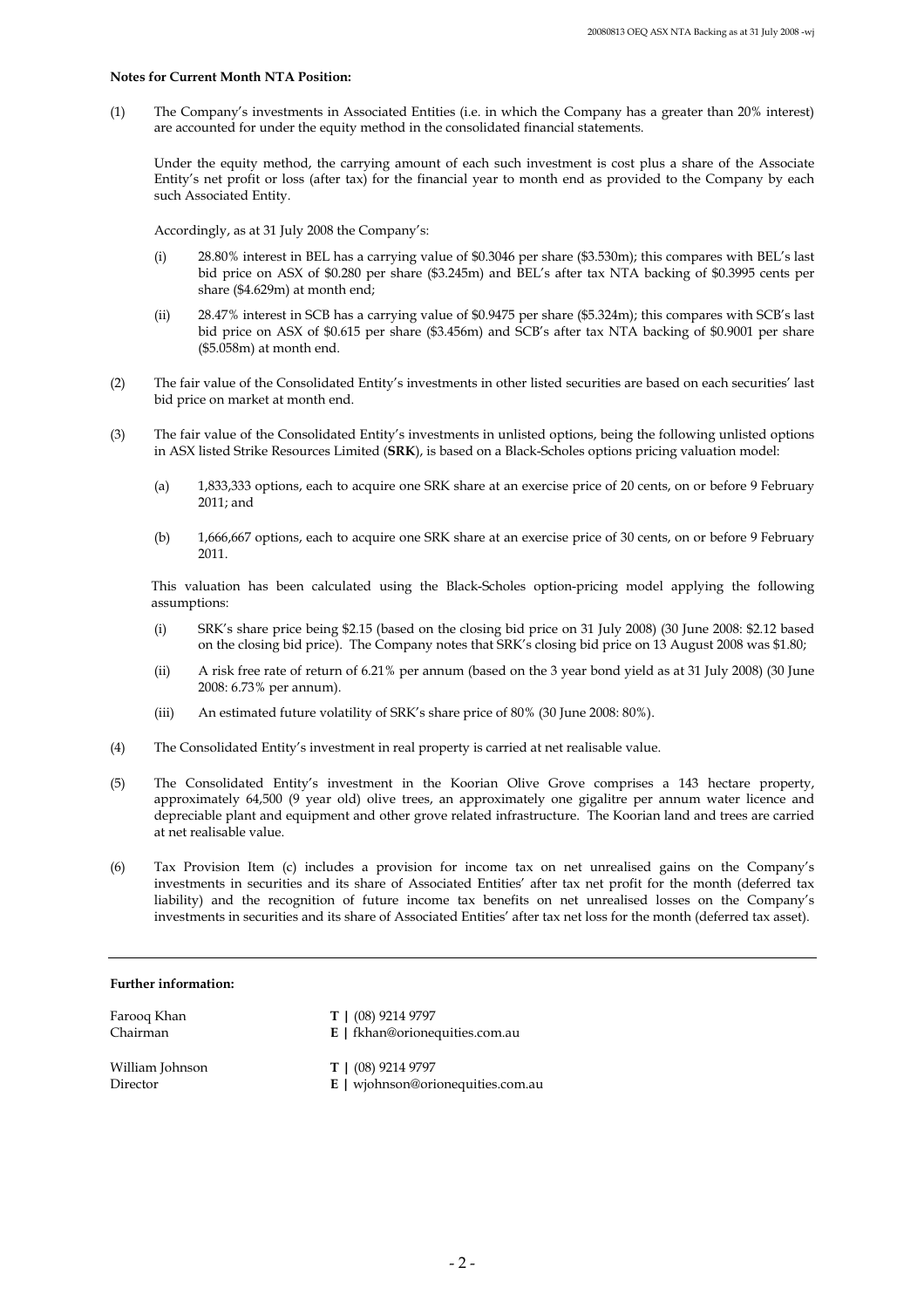**Notes for Current Month NTA Position:**

(1) The Company's investments in Associated Entities (i.e. in which the Company has a greater than 20% interest) are accounted for under the equity method in the consolidated financial statements.

Under the equity method, the carrying amount of each such investment is cost plus a share of the Associate Entity's net profit or loss (after tax) for the financial year to month end as provided to the Company by each such Associated Entity.

Accordingly, as at 31 July 2008 the Company's:

(i) 28.80% interest in BEL has a carrying value of $0.3046 per share ($3.530m); this compares with BEL's last bid price on ASX of $0.280 per share ($3.245m) and BEL's after tax NTA backing of $0.3995 cents per share ($4.629m) at month end;

(ii) 28.47% interest in SCB has a carrying value of $0.9475 per share ($5.324m); this compares with SCB's last bid price on ASX of $0.615 per share ($3.456m) and SCB's after tax NTA backing of $0.9001 per share ($5.058m) at month end.

(2) The fair value of the Consolidated Entity's investments in other listed securities are based on each securities' last bid price on market at month end.

(3) The fair value of the Consolidated Entity's investments in unlisted options, being the following unlisted options in ASX listed Strike Resources Limited (**SRK**), is based on a Black-Scholes options pricing valuation model:

(a) 1,833,333 options, each to acquire one SRK share at an exercise price of 20 cents, on or before 9 February 2011; and

(b) 1,666,667 options, each to acquire one SRK share at an exercise price of 30 cents, on or before 9 February 2011.

This valuation has been calculated using the Black-Scholes option-pricing model applying the following assumptions:

(i) SRK's share price being $2.15 (based on the closing bid price on 31 July 2008) (30 June 2008: $2.12 based on the closing bid price). The Company notes that SRK's closing bid price on 13 August 2008 was $1.80;

(ii) A risk free rate of return of 6.21% per annum (based on the 3 year bond yield as at 31 July 2008) (30 June 2008: 6.73% per annum).

(iii) An estimated future volatility of SRK's share price of 80% (30 June 2008: 80%).

(4) The Consolidated Entity's investment in real property is carried at net realisable value.

(5) The Consolidated Entity's investment in the Koorian Olive Grove comprises a 143 hectare property, approximately 64,500 (9 year old) olive trees, an approximately one gigalitre per annum water licence and depreciable plant and equipment and other grove related infrastructure. The Koorian land and trees are carried at net realisable value.

(6) Tax Provision Item (c) includes a provision for income tax on net unrealised gains on the Company's investments in securities and its share of Associated Entities' after tax net profit for the month (deferred tax liability) and the recognition of future income tax benefits on net unrealised losses on the Company's investments in securities and its share of Associated Entities' after tax net loss for the month (deferred tax asset).

---

**Further information:**

| | |
|---|---|
| Farooq Khan<br>Chairman | **T \|** (08) 9214 9797<br>**E \|** fkhan@orionequities.com.au |
| William Johnson<br>Director | **T \|** (08) 9214 9797<br>**E \|** wjohnson@orionequities.com.au |